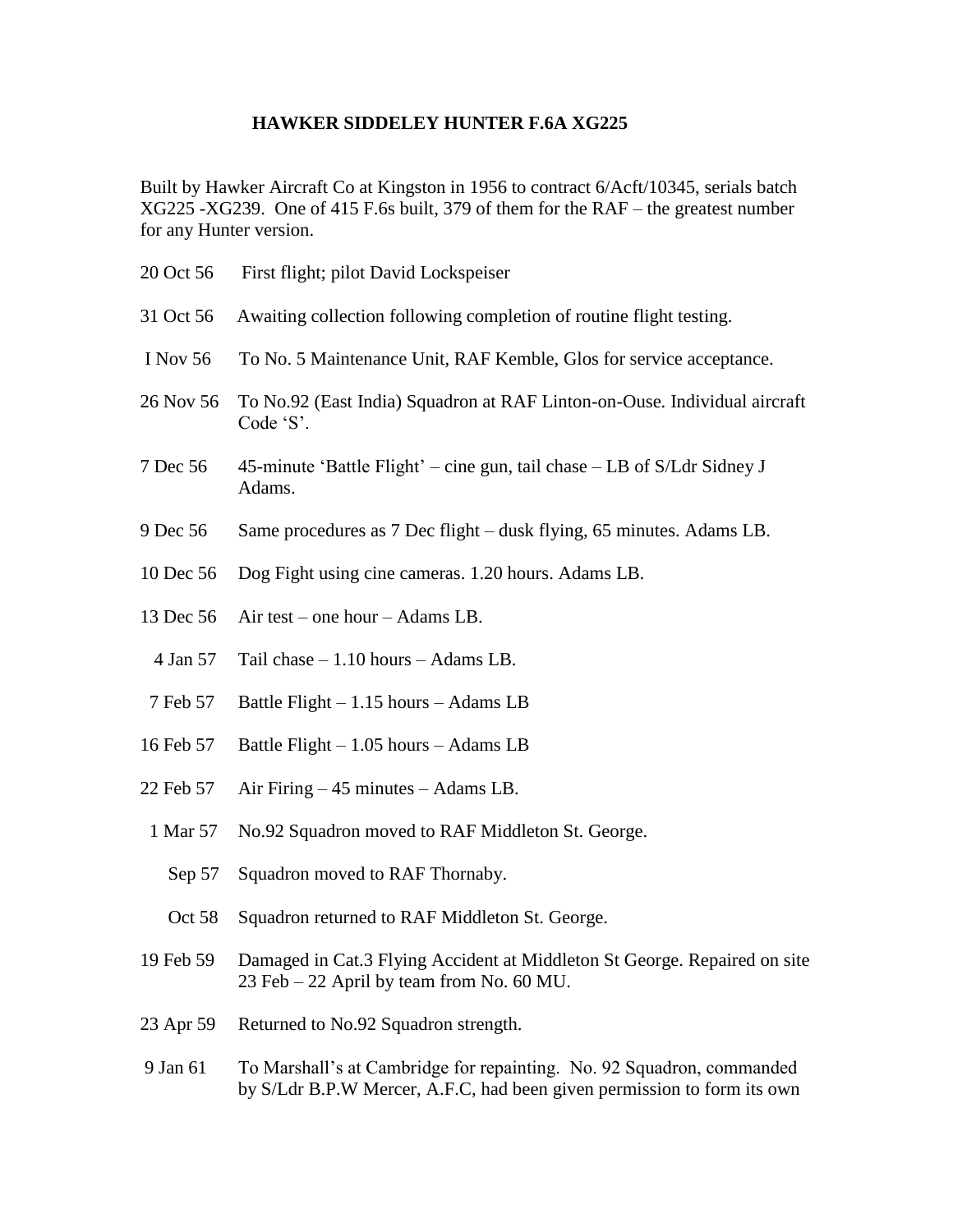## HAWKER SIDDELEY HUNTER F.6A XG225

Built by Hawker Aircraft Co at Kingston in 1956 to contract 6/Acft/10345, serials batch XG225 -XG239. One of 415 F.6s built, 379 of them for the RAF – the greatest number for any Hunter version.

20 Oct 56 First flight; pilot David Lockspeiser

31 Oct 56 Awaiting collection following completion of routine flight testing.

I Nov 56 To No. 5 Maintenance Unit, RAF Kemble, Glos for service acceptance.

26 Nov 56 To No.92 (East India) Squadron at RAF Linton-on-Ouse. Individual aircraft Code 'S'.

7 Dec 56 45-minute 'Battle Flight' – cine gun, tail chase – LB of S/Ldr Sidney J Adams.

9 Dec 56 Same procedures as 7 Dec flight – dusk flying, 65 minutes. Adams LB.

10 Dec 56 Dog Fight using cine cameras. 1.20 hours. Adams LB.

13 Dec 56 Air test – one hour – Adams LB.

4 Jan 57 Tail chase – 1.10 hours – Adams LB.

7 Feb 57 Battle Flight – 1.15 hours – Adams LB

16 Feb 57 Battle Flight – 1.05 hours – Adams LB

22 Feb 57 Air Firing – 45 minutes – Adams LB.

1 Mar 57 No.92 Squadron moved to RAF Middleton St. George.

Sep 57 Squadron moved to RAF Thornaby.

Oct 58 Squadron returned to RAF Middleton St. George.

19 Feb 59 Damaged in Cat.3 Flying Accident at Middleton St George. Repaired on site 23 Feb – 22 April by team from No. 60 MU.

23 Apr 59 Returned to No.92 Squadron strength.

9 Jan 61 To Marshall's at Cambridge for repainting. No. 92 Squadron, commanded by S/Ldr B.P.W Mercer, A.F.C, had been given permission to form its own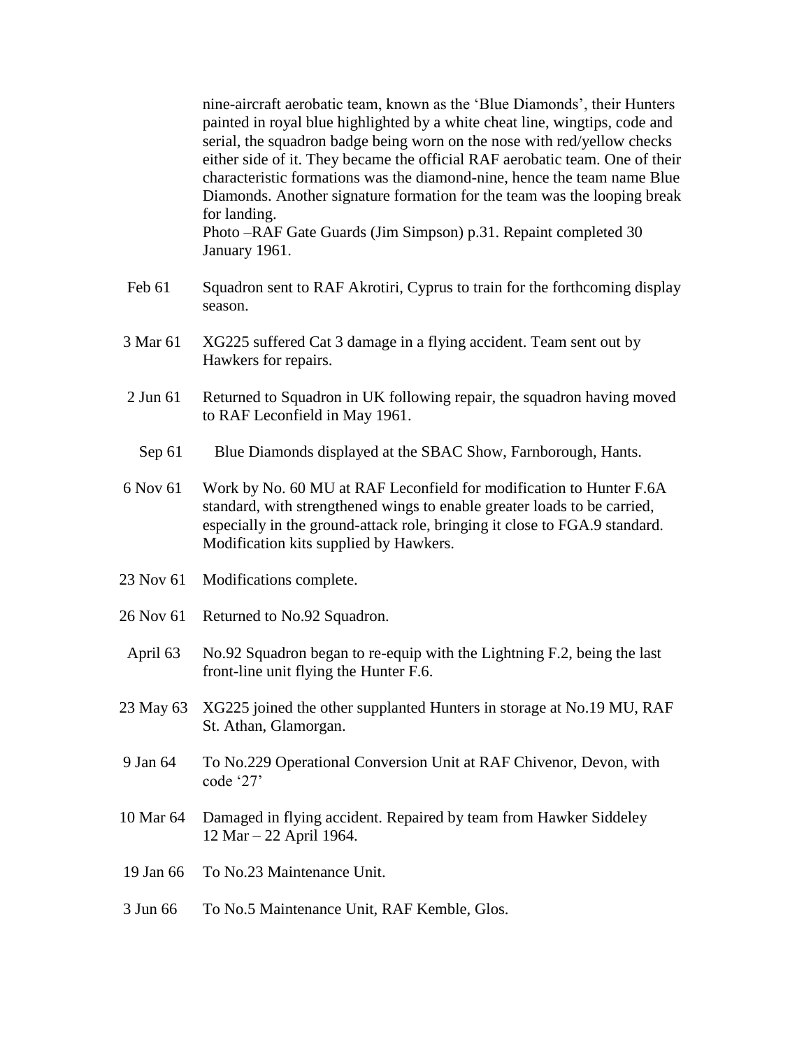nine-aircraft aerobatic team, known as the 'Blue Diamonds', their Hunters painted in royal blue highlighted by a white cheat line, wingtips, code and serial, the squadron badge being worn on the nose with red/yellow checks either side of it. They became the official RAF aerobatic team. One of their characteristic formations was the diamond-nine, hence the team name Blue Diamonds. Another signature formation for the team was the looping break for landing.
Photo –RAF Gate Guards (Jim Simpson) p.31. Repaint completed 30 January 1961.

| | |
|---|---|
| Feb 61 | Squadron sent to RAF Akrotiri, Cyprus to train for the forthcoming display season. |
| 3 Mar 61 | XG225 suffered Cat 3 damage in a flying accident. Team sent out by Hawkers for repairs. |
| 2 Jun 61 | Returned to Squadron in UK following repair, the squadron having moved to RAF Leconfield in May 1961. |
| Sep 61 | Blue Diamonds displayed at the SBAC Show, Farnborough, Hants. |
| 6 Nov 61 | Work by No. 60 MU at RAF Leconfield for modification to Hunter F.6A standard, with strengthened wings to enable greater loads to be carried, especially in the ground-attack role, bringing it close to FGA.9 standard. Modification kits supplied by Hawkers. |
| 23 Nov 61 | Modifications complete. |
| 26 Nov 61 | Returned to No.92 Squadron. |
| April 63 | No.92 Squadron began to re-equip with the Lightning F.2, being the last front-line unit flying the Hunter F.6. |
| 23 May 63 | XG225 joined the other supplanted Hunters in storage at No.19 MU, RAF St. Athan, Glamorgan. |
| 9 Jan 64 | To No.229 Operational Conversion Unit at RAF Chivenor, Devon, with code '27' |
| 10 Mar 64 | Damaged in flying accident. Repaired by team from Hawker Siddeley 12 Mar – 22 April 1964. |
| 19 Jan 66 | To No.23 Maintenance Unit. |
| 3 Jun 66 | To No.5 Maintenance Unit, RAF Kemble, Glos. |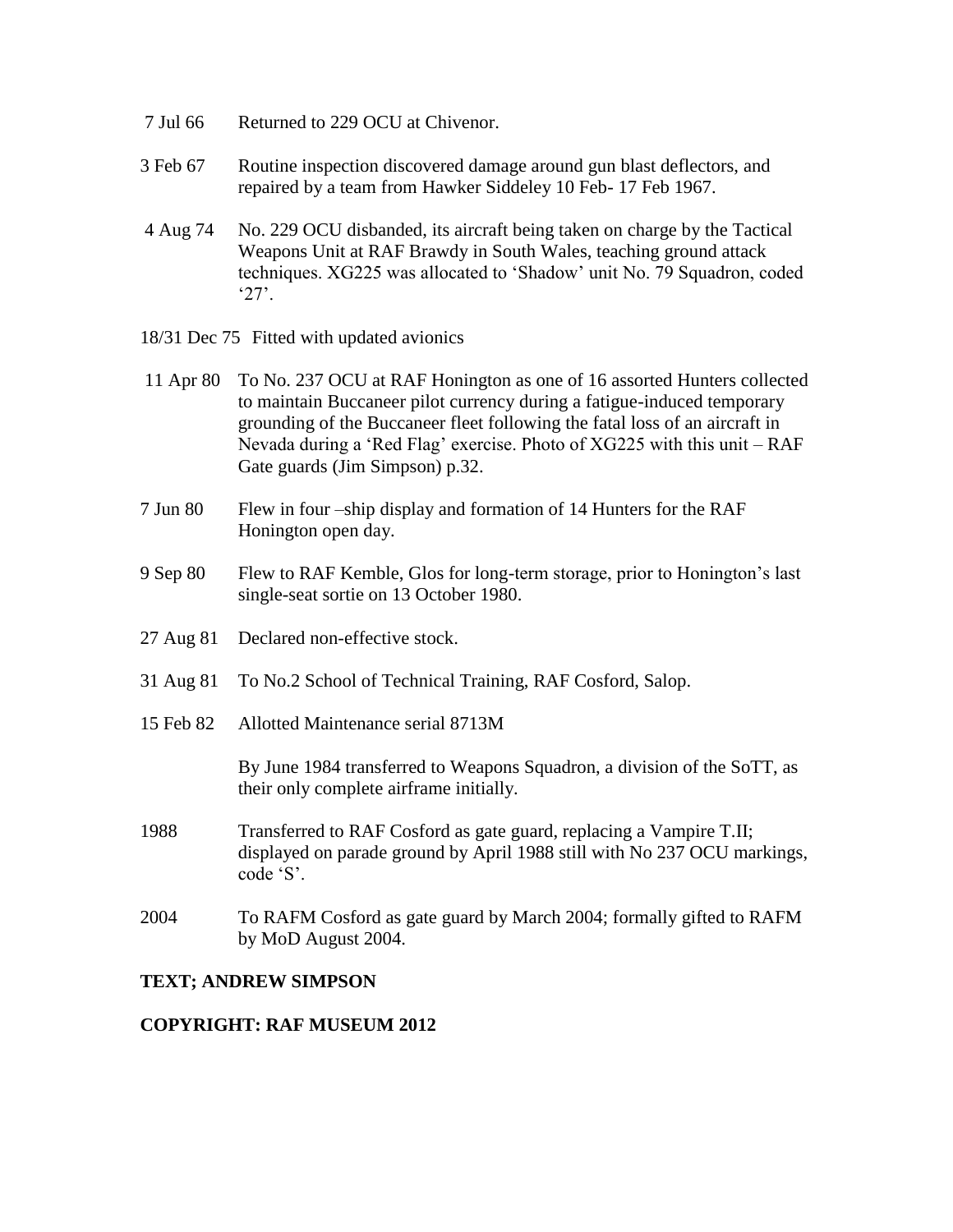7 Jul 66 Returned to 229 OCU at Chivenor.

3 Feb 67 Routine inspection discovered damage around gun blast deflectors, and repaired by a team from Hawker Siddeley 10 Feb- 17 Feb 1967.

4 Aug 74 No. 229 OCU disbanded, its aircraft being taken on charge by the Tactical Weapons Unit at RAF Brawdy in South Wales, teaching ground attack techniques. XG225 was allocated to 'Shadow' unit No. 79 Squadron, coded '27'.

18/31 Dec 75 Fitted with updated avionics

11 Apr 80 To No. 237 OCU at RAF Honington as one of 16 assorted Hunters collected to maintain Buccaneer pilot currency during a fatigue-induced temporary grounding of the Buccaneer fleet following the fatal loss of an aircraft in Nevada during a 'Red Flag' exercise. Photo of XG225 with this unit – RAF Gate guards (Jim Simpson) p.32.

7 Jun 80 Flew in four –ship display and formation of 14 Hunters for the RAF Honington open day.

9 Sep 80 Flew to RAF Kemble, Glos for long-term storage, prior to Honington's last single-seat sortie on 13 October 1980.

27 Aug 81 Declared non-effective stock.

31 Aug 81 To No.2 School of Technical Training, RAF Cosford, Salop.

15 Feb 82 Allotted Maintenance serial 8713M

By June 1984 transferred to Weapons Squadron, a division of the SoTT, as their only complete airframe initially.

1988 Transferred to RAF Cosford as gate guard, replacing a Vampire T.II; displayed on parade ground by April 1988 still with No 237 OCU markings, code 'S'.

2004 To RAFM Cosford as gate guard by March 2004; formally gifted to RAFM by MoD August 2004.

**TEXT; ANDREW SIMPSON**

**COPYRIGHT: RAF MUSEUM 2012**